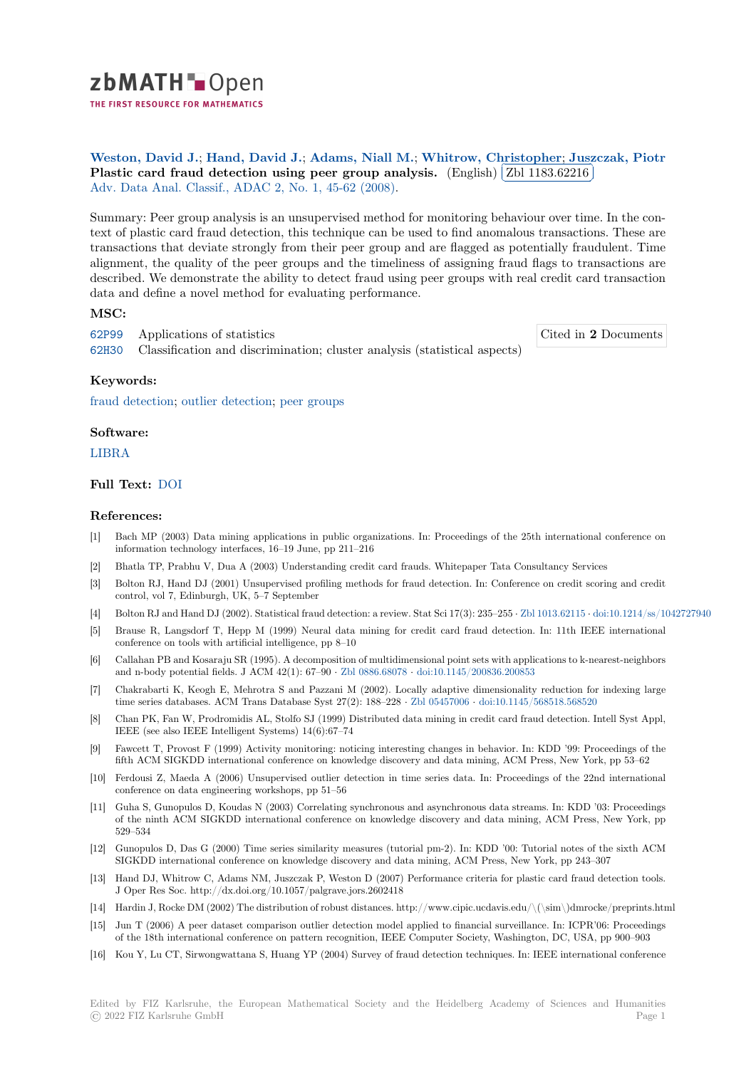**Weston, David J.; Hand, David J.; Adams, Niall M.; Whitrow, Christopher; Juszczak, Piotr**

**Plastic card fraud detection using peer group analysis.** (English) Zbl 1183.62216

Adv. Data Anal. Classif., ADAC 2, No. 1, 45-62 (2008).

Summary: Peer group analysis is an unsupervised method for monitoring behaviour over time. In the context of plastic card fraud detection, this technique can be used to find anomalous transactions. These are transactions that deviate strongly from their peer group and are flagged as potentially fraudulent. Time alignment, the quality of the peer groups and the timeliness of assigning fraud flags to transactions are described. We demonstrate the ability to detect fraud using peer groups with real credit card transaction data and define a novel method for evaluating performance.

### MSC:

62P99 Applications of statistics

62H30 Classification and discrimination; cluster analysis (statistical aspects)

Cited in **2** Documents

### Keywords:

fraud detection; outlier detection; peer groups

### Software:

LIBRA

### Full Text: DOI

### References:

[1] Bach MP (2003) Data mining applications in public organizations. In: Proceedings of the 25th international conference on information technology interfaces, 16–19 June, pp 211–216

[2] Bhatla TP, Prabhu V, Dua A (2003) Understanding credit card frauds. Whitepaper Tata Consultancy Services

[3] Bolton RJ, Hand DJ (2001) Unsupervised profiling methods for fraud detection. In: Conference on credit scoring and credit control, vol 7, Edinburgh, UK, 5–7 September

[4] Bolton RJ and Hand DJ (2002). Statistical fraud detection: a review. Stat Sci 17(3): 235–255 · Zbl 1013.62115 · doi:10.1214/ss/1042727940

[5] Brause R, Langsdorf T, Hepp M (1999) Neural data mining for credit card fraud detection. In: 11th IEEE international conference on tools with artificial intelligence, pp 8–10

[6] Callahan PB and Kosaraju SR (1995). A decomposition of multidimensional point sets with applications to k-nearest-neighbors and n-body potential fields. J ACM 42(1): 67–90 · Zbl 0886.68078 · doi:10.1145/200836.200853

[7] Chakrabarti K, Keogh E, Mehrotra S and Pazzani M (2002). Locally adaptive dimensionality reduction for indexing large time series databases. ACM Trans Database Syst 27(2): 188–228 · Zbl 05457006 · doi:10.1145/568518.568520

[8] Chan PK, Fan W, Prodromidis AL, Stolfo SJ (1999) Distributed data mining in credit card fraud detection. Intell Syst Appl, IEEE (see also IEEE Intelligent Systems) 14(6):67–74

[9] Fawcett T, Provost F (1999) Activity monitoring: noticing interesting changes in behavior. In: KDD '99: Proceedings of the fifth ACM SIGKDD international conference on knowledge discovery and data mining, ACM Press, New York, pp 53–62

[10] Ferdousi Z, Maeda A (2006) Unsupervised outlier detection in time series data. In: Proceedings of the 22nd international conference on data engineering workshops, pp 51–56

[11] Guha S, Gunopulos D, Koudas N (2003) Correlating synchronous and asynchronous data streams. In: KDD '03: Proceedings of the ninth ACM SIGKDD international conference on knowledge discovery and data mining, ACM Press, New York, pp 529–534

[12] Gunopulos D, Das G (2000) Time series similarity measures (tutorial pm-2). In: KDD '00: Tutorial notes of the sixth ACM SIGKDD international conference on knowledge discovery and data mining, ACM Press, New York, pp 243–307

[13] Hand DJ, Whitrow C, Adams NM, Juszczak P, Weston D (2007) Performance criteria for plastic card fraud detection tools. J Oper Res Soc. http://dx.doi.org/10.1057/palgrave.jors.2602418

[14] Hardin J, Rocke DM (2002) The distribution of robust distances. http://www.cipic.ucdavis.edu/$\sim$dmrocke/preprints.html

[15] Jun T (2006) A peer dataset comparison outlier detection model applied to financial surveillance. In: ICPR'06: Proceedings of the 18th international conference on pattern recognition, IEEE Computer Society, Washington, DC, USA, pp 900–903

[16] Kou Y, Lu CT, Sirwongwattana S, Huang YP (2004) Survey of fraud detection techniques. In: IEEE international conference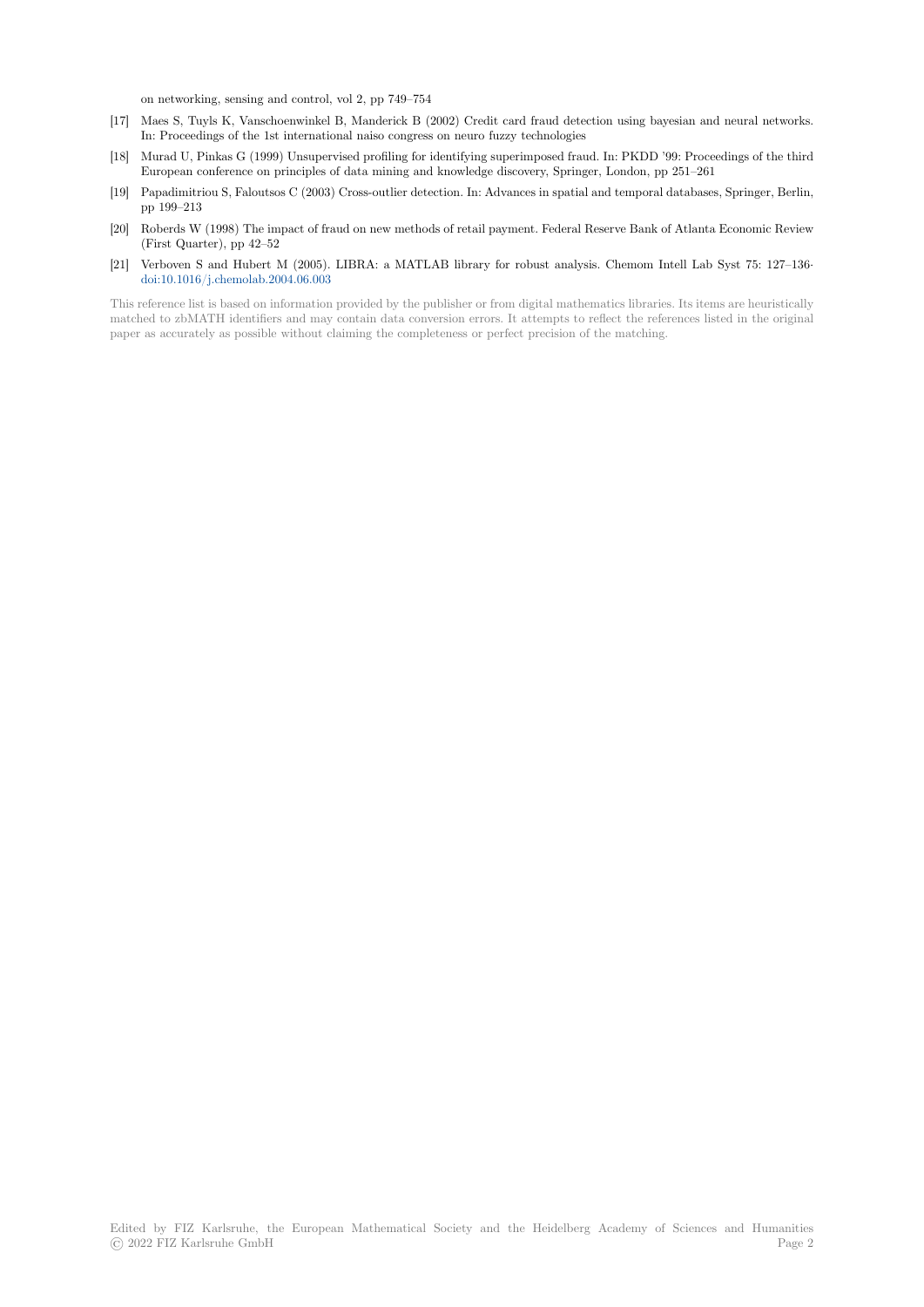on networking, sensing and control, vol 2, pp 749–754

[17] Maes S, Tuyls K, Vanschoenwinkel B, Manderick B (2002) Credit card fraud detection using bayesian and neural networks. In: Proceedings of the 1st international naiso congress on neuro fuzzy technologies

[18] Murad U, Pinkas G (1999) Unsupervised profiling for identifying superimposed fraud. In: PKDD '99: Proceedings of the third European conference on principles of data mining and knowledge discovery, Springer, London, pp 251–261

[19] Papadimitriou S, Faloutsos C (2003) Cross-outlier detection. In: Advances in spatial and temporal databases, Springer, Berlin, pp 199–213

[20] Roberds W (1998) The impact of fraud on new methods of retail payment. Federal Reserve Bank of Atlanta Economic Review (First Quarter), pp 42–52

[21] Verboven S and Hubert M (2005). LIBRA: a MATLAB library for robust analysis. Chemom Intell Lab Syst 75: 127–136· doi:10.1016/j.chemolab.2004.06.003

This reference list is based on information provided by the publisher or from digital mathematics libraries. Its items are heuristically matched to zbMATH identifiers and may contain data conversion errors. It attempts to reflect the references listed in the original paper as accurately as possible without claiming the completeness or perfect precision of the matching.